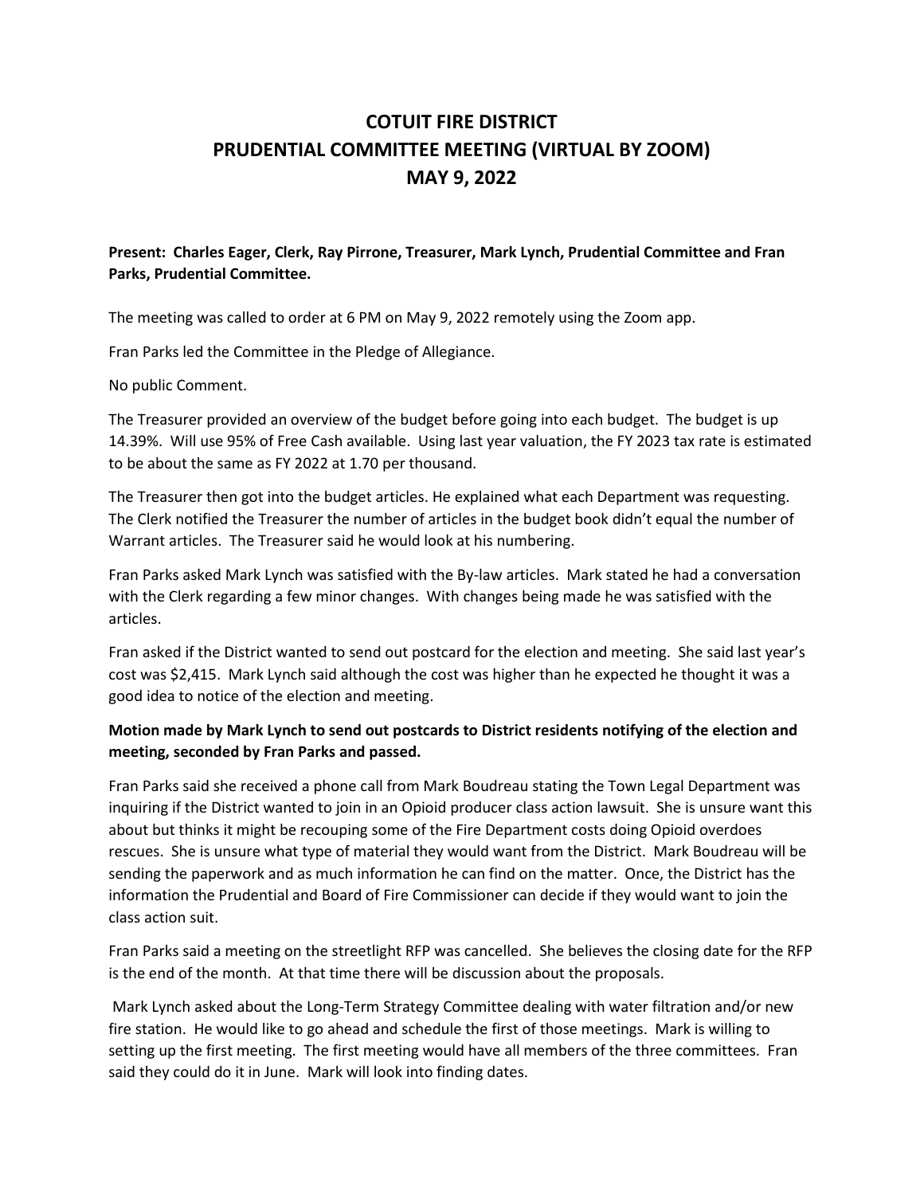# COTUIT FIRE DISTRICT
# PRUDENTIAL COMMITTEE MEETING (VIRTUAL BY ZOOM)
# MAY 9, 2022

**Present: Charles Eager, Clerk, Ray Pirrone, Treasurer, Mark Lynch, Prudential Committee and Fran Parks, Prudential Committee.**

The meeting was called to order at 6 PM on May 9, 2022 remotely using the Zoom app.

Fran Parks led the Committee in the Pledge of Allegiance.

No public Comment.

The Treasurer provided an overview of the budget before going into each budget. The budget is up 14.39%. Will use 95% of Free Cash available. Using last year valuation, the FY 2023 tax rate is estimated to be about the same as FY 2022 at 1.70 per thousand.

The Treasurer then got into the budget articles. He explained what each Department was requesting. The Clerk notified the Treasurer the number of articles in the budget book didn't equal the number of Warrant articles. The Treasurer said he would look at his numbering.

Fran Parks asked Mark Lynch was satisfied with the By-law articles. Mark stated he had a conversation with the Clerk regarding a few minor changes. With changes being made he was satisfied with the articles.

Fran asked if the District wanted to send out postcard for the election and meeting. She said last year's cost was $2,415. Mark Lynch said although the cost was higher than he expected he thought it was a good idea to notice of the election and meeting.

**Motion made by Mark Lynch to send out postcards to District residents notifying of the election and meeting, seconded by Fran Parks and passed.**

Fran Parks said she received a phone call from Mark Boudreau stating the Town Legal Department was inquiring if the District wanted to join in an Opioid producer class action lawsuit. She is unsure want this about but thinks it might be recouping some of the Fire Department costs doing Opioid overdoes rescues. She is unsure what type of material they would want from the District. Mark Boudreau will be sending the paperwork and as much information he can find on the matter. Once, the District has the information the Prudential and Board of Fire Commissioner can decide if they would want to join the class action suit.

Fran Parks said a meeting on the streetlight RFP was cancelled. She believes the closing date for the RFP is the end of the month. At that time there will be discussion about the proposals.

Mark Lynch asked about the Long-Term Strategy Committee dealing with water filtration and/or new fire station. He would like to go ahead and schedule the first of those meetings. Mark is willing to setting up the first meeting. The first meeting would have all members of the three committees. Fran said they could do it in June. Mark will look into finding dates.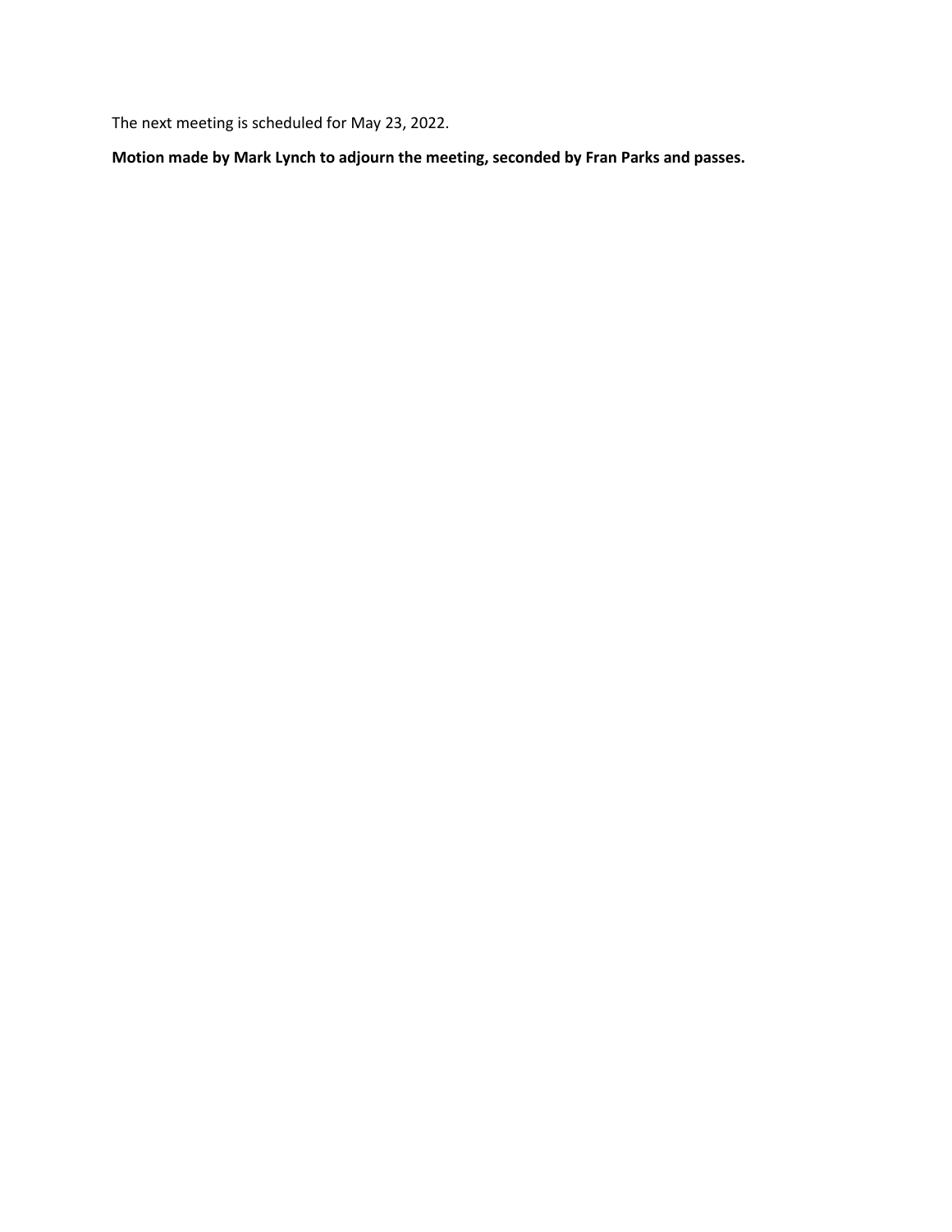The next meeting is scheduled for May 23, 2022.

**Motion made by Mark Lynch to adjourn the meeting, seconded by Fran Parks and passes.**